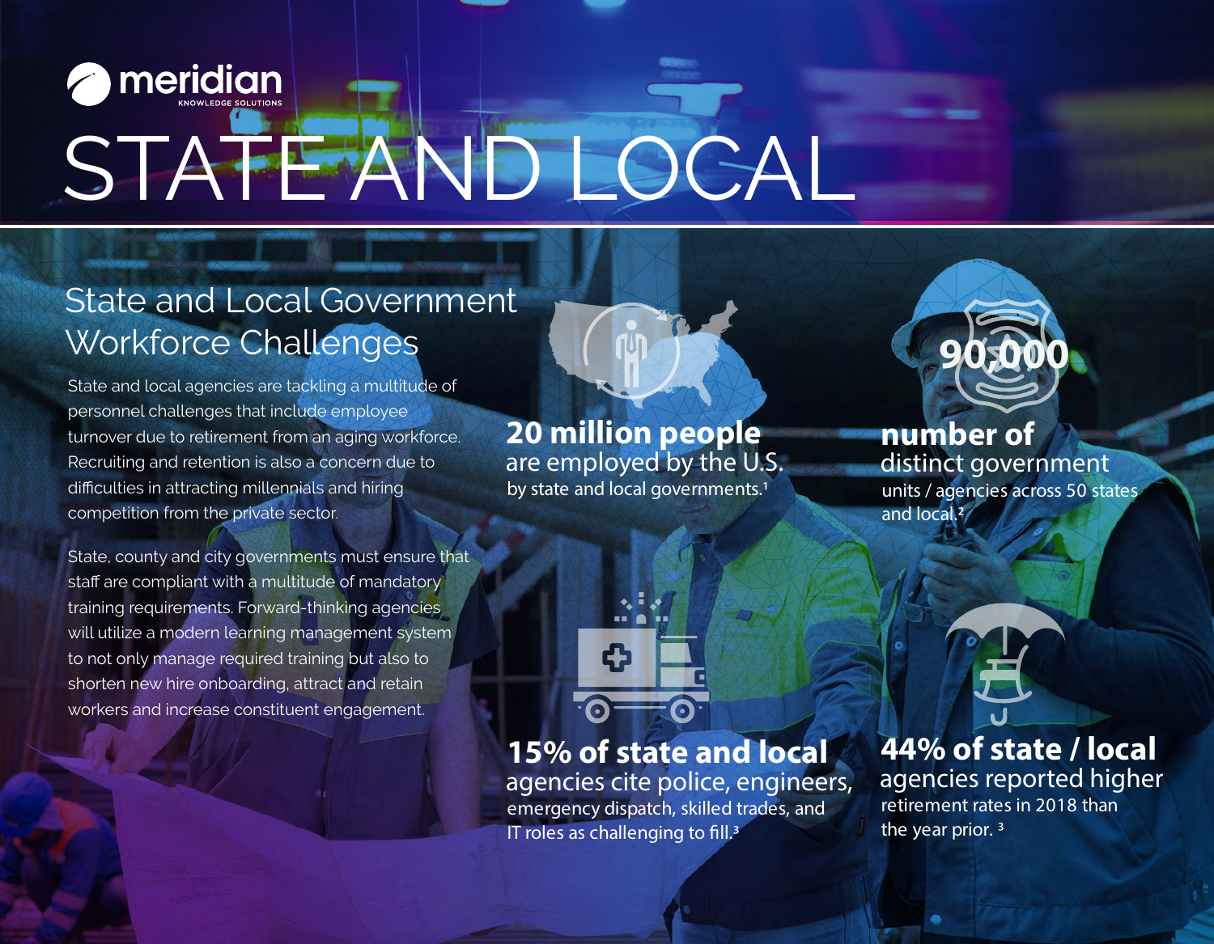meridian
KNOWLEDGE SOLUTIONS

# STATE AND LOCAL

## State and Local Government Workforce Challenges

State and local agencies are tackling a multitude of personnel challenges that include employee turnover due to retirement from an aging workforce. Recruiting and retention is also a concern due to difficulties in attracting millennials and hiring competition from the private sector.

State, county and city governments must ensure that staff are compliant with a multitude of mandatory training requirements. Forward-thinking agencies will utilize a modern learning management system to not only manage required training but also to shorten new hire onboarding, attract and retain workers and increase constituent engagement.

**20 million people** are employed by the U.S. by state and local governments.[1]

**90,000**

**number of** distinct government units / agencies across 50 states and local.[2]

**15% of state and local** agencies cite police, engineers, emergency dispatch, skilled trades, and IT roles as challenging to fill.[3]

**44% of state / local** agencies reported higher retirement rates in 2018 than the year prior. [3]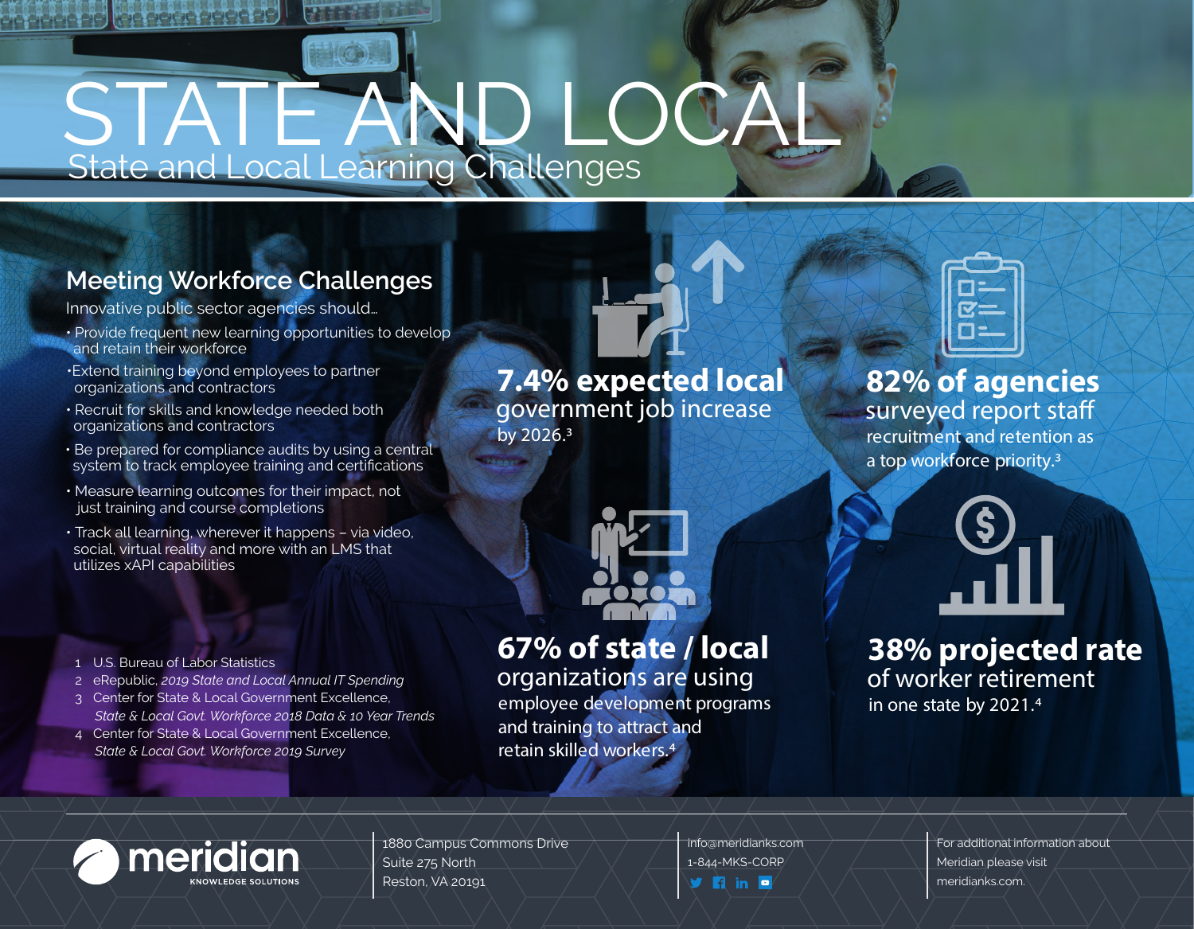# STATE AND LOCAL

## State and Local Learning Challenges

### Meeting Workforce Challenges

Innovative public sector agencies should...

- Provide frequent new learning opportunities to develop and retain their workforce
- Extend training beyond employees to partner organizations and contractors
- Recruit for skills and knowledge needed both organizations and contractors
- Be prepared for compliance audits by using a central system to track employee training and certifications
- Measure learning outcomes for their impact, not just training and course completions
- Track all learning, wherever it happens – via video, social, virtual reality and more with an LMS that utilizes xAPI capabilities

**7.4% expected local** government job increase by 2026.[3]

**82% of agencies** surveyed report staff recruitment and retention as a top workforce priority.[3]

**67% of state / local** organizations are using employee development programs and training to attract and retain skilled workers.[4]

**38% projected rate** of worker retirement in one state by 2021.[4]

1 U.S. Bureau of Labor Statistics
2 eRepublic, *2019 State and Local Annual IT Spending*
3 Center for State & Local Government Excellence, *State & Local Govt. Workforce 2018 Data & 10 Year Trends*
4 Center for State & Local Government Excellence, *State & Local Govt. Workforce 2019 Survey*

meridian KNOWLEDGE SOLUTIONS

1880 Campus Commons Drive
Suite 275 North
Reston, VA 20191

info@meridianks.com
1-844-MKS-CORP

For additional information about Meridian please visit meridianks.com.